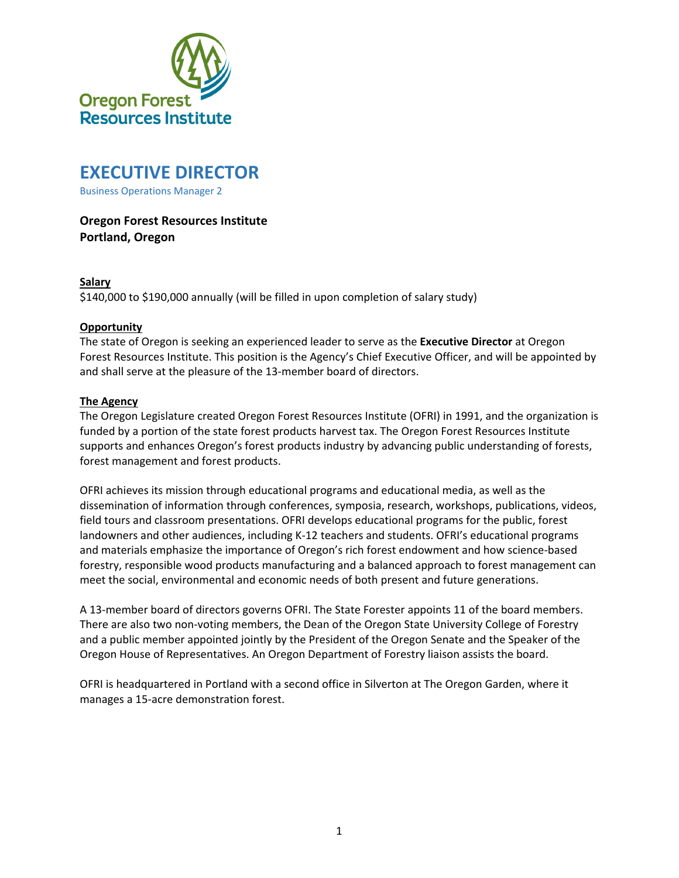Oregon Forest Resources Institute

# EXECUTIVE DIRECTOR

Business Operations Manager 2

**Oregon Forest Resources Institute**
**Portland, Oregon**

## Salary

$140,000 to $190,000 annually (will be filled in upon completion of salary study)

## Opportunity

The state of Oregon is seeking an experienced leader to serve as the **Executive Director** at Oregon Forest Resources Institute. This position is the Agency's Chief Executive Officer, and will be appointed by and shall serve at the pleasure of the 13-member board of directors.

## The Agency

The Oregon Legislature created Oregon Forest Resources Institute (OFRI) in 1991, and the organization is funded by a portion of the state forest products harvest tax. The Oregon Forest Resources Institute supports and enhances Oregon's forest products industry by advancing public understanding of forests, forest management and forest products.

OFRI achieves its mission through educational programs and educational media, as well as the dissemination of information through conferences, symposia, research, workshops, publications, videos, field tours and classroom presentations. OFRI develops educational programs for the public, forest landowners and other audiences, including K-12 teachers and students. OFRI's educational programs and materials emphasize the importance of Oregon's rich forest endowment and how science-based forestry, responsible wood products manufacturing and a balanced approach to forest management can meet the social, environmental and economic needs of both present and future generations.

A 13-member board of directors governs OFRI. The State Forester appoints 11 of the board members. There are also two non-voting members, the Dean of the Oregon State University College of Forestry and a public member appointed jointly by the President of the Oregon Senate and the Speaker of the Oregon House of Representatives. An Oregon Department of Forestry liaison assists the board.

OFRI is headquartered in Portland with a second office in Silverton at The Oregon Garden, where it manages a 15-acre demonstration forest.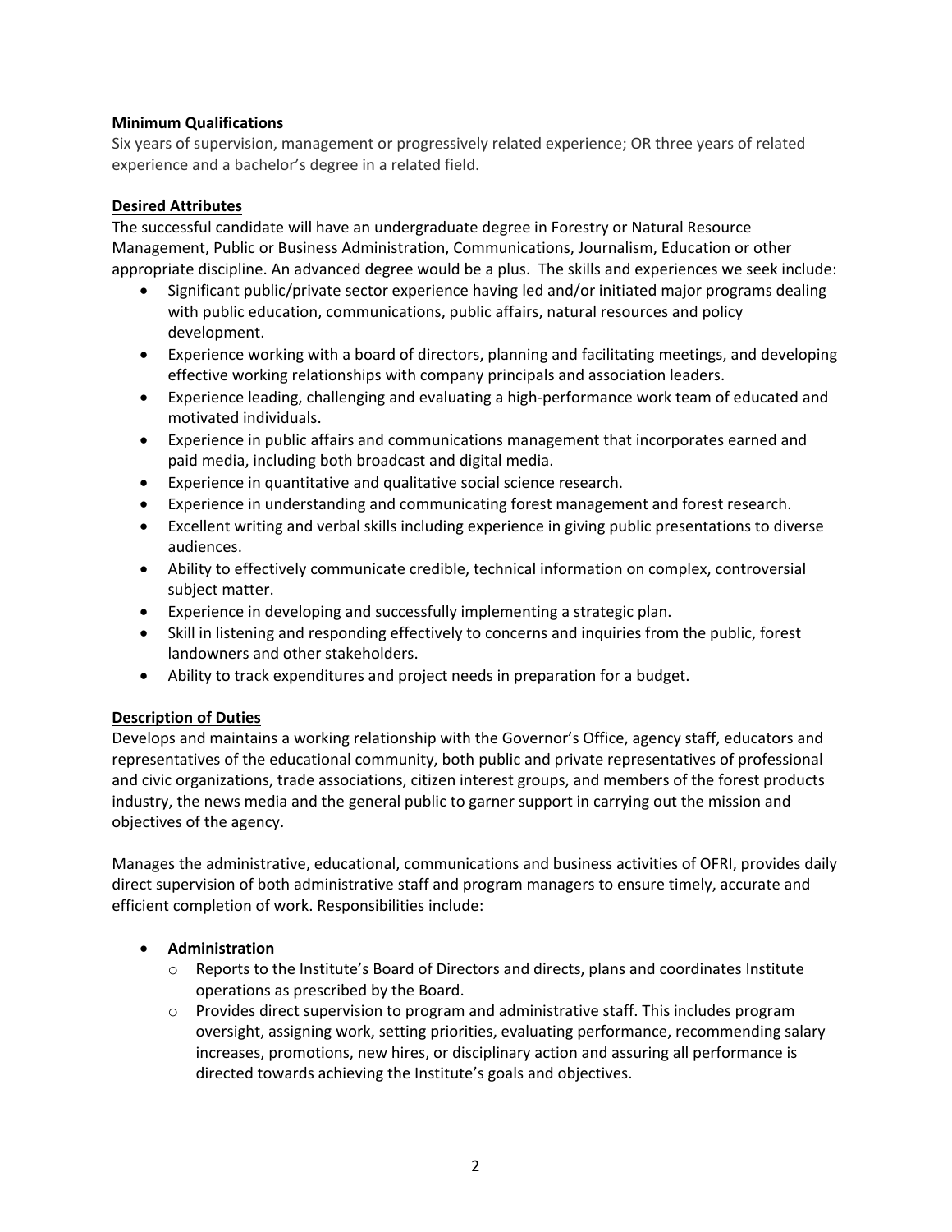**Minimum Qualifications**

Six years of supervision, management or progressively related experience; OR three years of related experience and a bachelor's degree in a related field.

**Desired Attributes**

The successful candidate will have an undergraduate degree in Forestry or Natural Resource Management, Public or Business Administration, Communications, Journalism, Education or other appropriate discipline. An advanced degree would be a plus. The skills and experiences we seek include:

- Significant public/private sector experience having led and/or initiated major programs dealing with public education, communications, public affairs, natural resources and policy development.
- Experience working with a board of directors, planning and facilitating meetings, and developing effective working relationships with company principals and association leaders.
- Experience leading, challenging and evaluating a high-performance work team of educated and motivated individuals.
- Experience in public affairs and communications management that incorporates earned and paid media, including both broadcast and digital media.
- Experience in quantitative and qualitative social science research.
- Experience in understanding and communicating forest management and forest research.
- Excellent writing and verbal skills including experience in giving public presentations to diverse audiences.
- Ability to effectively communicate credible, technical information on complex, controversial subject matter.
- Experience in developing and successfully implementing a strategic plan.
- Skill in listening and responding effectively to concerns and inquiries from the public, forest landowners and other stakeholders.
- Ability to track expenditures and project needs in preparation for a budget.

**Description of Duties**

Develops and maintains a working relationship with the Governor's Office, agency staff, educators and representatives of the educational community, both public and private representatives of professional and civic organizations, trade associations, citizen interest groups, and members of the forest products industry, the news media and the general public to garner support in carrying out the mission and objectives of the agency.

Manages the administrative, educational, communications and business activities of OFRI, provides daily direct supervision of both administrative staff and program managers to ensure timely, accurate and efficient completion of work. Responsibilities include:

- **Administration**
  - Reports to the Institute's Board of Directors and directs, plans and coordinates Institute operations as prescribed by the Board.
  - Provides direct supervision to program and administrative staff. This includes program oversight, assigning work, setting priorities, evaluating performance, recommending salary increases, promotions, new hires, or disciplinary action and assuring all performance is directed towards achieving the Institute's goals and objectives.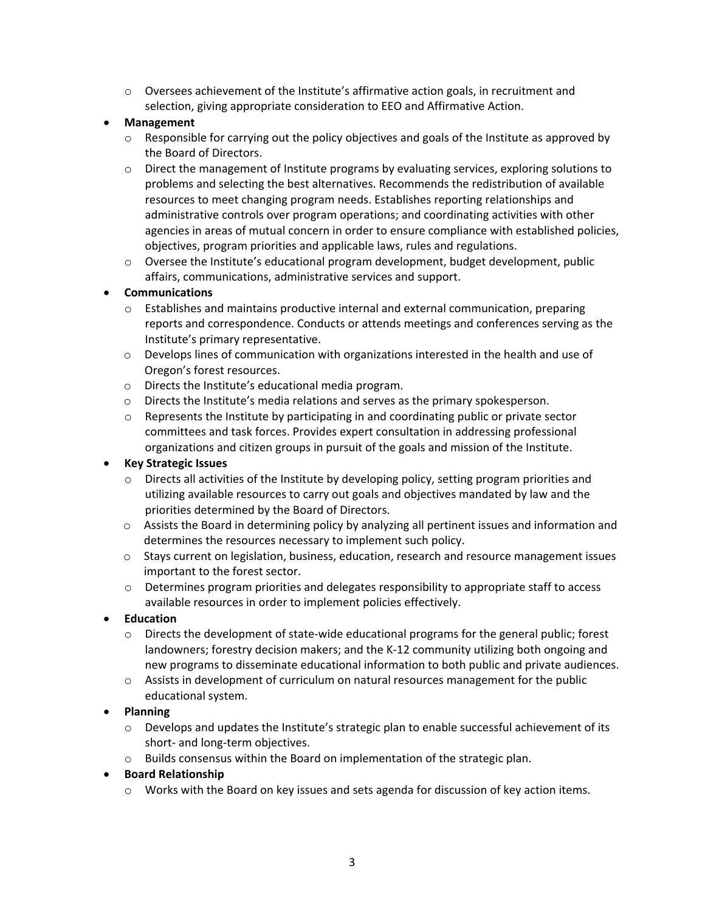- Oversees achievement of the Institute's affirmative action goals, in recruitment and selection, giving appropriate consideration to EEO and Affirmative Action.

- **Management**
  - Responsible for carrying out the policy objectives and goals of the Institute as approved by the Board of Directors.
  - Direct the management of Institute programs by evaluating services, exploring solutions to problems and selecting the best alternatives. Recommends the redistribution of available resources to meet changing program needs. Establishes reporting relationships and administrative controls over program operations; and coordinating activities with other agencies in areas of mutual concern in order to ensure compliance with established policies, objectives, program priorities and applicable laws, rules and regulations.
  - Oversee the Institute's educational program development, budget development, public affairs, communications, administrative services and support.
- **Communications**
  - Establishes and maintains productive internal and external communication, preparing reports and correspondence. Conducts or attends meetings and conferences serving as the Institute's primary representative.
  - Develops lines of communication with organizations interested in the health and use of Oregon's forest resources.
  - Directs the Institute's educational media program.
  - Directs the Institute's media relations and serves as the primary spokesperson.
  - Represents the Institute by participating in and coordinating public or private sector committees and task forces. Provides expert consultation in addressing professional organizations and citizen groups in pursuit of the goals and mission of the Institute.
- **Key Strategic Issues**
  - Directs all activities of the Institute by developing policy, setting program priorities and utilizing available resources to carry out goals and objectives mandated by law and the priorities determined by the Board of Directors.
  - Assists the Board in determining policy by analyzing all pertinent issues and information and determines the resources necessary to implement such policy.
  - Stays current on legislation, business, education, research and resource management issues important to the forest sector.
  - Determines program priorities and delegates responsibility to appropriate staff to access available resources in order to implement policies effectively.
- **Education**
  - Directs the development of state-wide educational programs for the general public; forest landowners; forestry decision makers; and the K-12 community utilizing both ongoing and new programs to disseminate educational information to both public and private audiences.
  - Assists in development of curriculum on natural resources management for the public educational system.
- **Planning**
  - Develops and updates the Institute's strategic plan to enable successful achievement of its short- and long-term objectives.
  - Builds consensus within the Board on implementation of the strategic plan.
- **Board Relationship**
  - Works with the Board on key issues and sets agenda for discussion of key action items.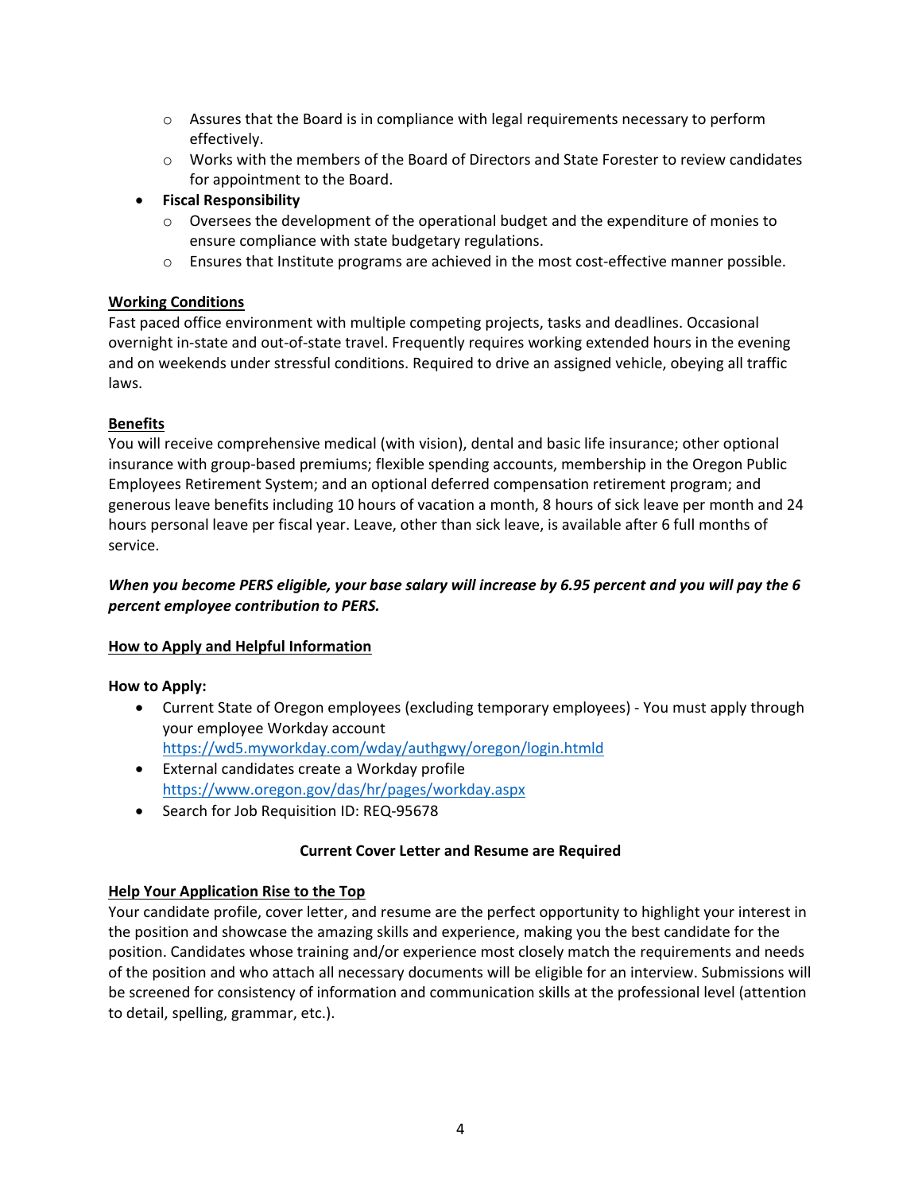- Assures that the Board is in compliance with legal requirements necessary to perform effectively.
    - Works with the members of the Board of Directors and State Forester to review candidates for appointment to the Board.
- **Fiscal Responsibility**
    - Oversees the development of the operational budget and the expenditure of monies to ensure compliance with state budgetary regulations.
    - Ensures that Institute programs are achieved in the most cost-effective manner possible.

**Working Conditions**

Fast paced office environment with multiple competing projects, tasks and deadlines. Occasional overnight in-state and out-of-state travel. Frequently requires working extended hours in the evening and on weekends under stressful conditions. Required to drive an assigned vehicle, obeying all traffic laws.

**Benefits**

You will receive comprehensive medical (with vision), dental and basic life insurance; other optional insurance with group-based premiums; flexible spending accounts, membership in the Oregon Public Employees Retirement System; and an optional deferred compensation retirement program; and generous leave benefits including 10 hours of vacation a month, 8 hours of sick leave per month and 24 hours personal leave per fiscal year. Leave, other than sick leave, is available after 6 full months of service.

***When you become PERS eligible, your base salary will increase by 6.95 percent and you will pay the 6 percent employee contribution to PERS.***

**How to Apply and Helpful Information**

**How to Apply:**

- Current State of Oregon employees (excluding temporary employees) - You must apply through your employee Workday account https://wd5.myworkday.com/wday/authgwy/oregon/login.htmld
- External candidates create a Workday profile https://www.oregon.gov/das/hr/pages/workday.aspx
- Search for Job Requisition ID: REQ-95678

**Current Cover Letter and Resume are Required**

**Help Your Application Rise to the Top**

Your candidate profile, cover letter, and resume are the perfect opportunity to highlight your interest in the position and showcase the amazing skills and experience, making you the best candidate for the position. Candidates whose training and/or experience most closely match the requirements and needs of the position and who attach all necessary documents will be eligible for an interview. Submissions will be screened for consistency of information and communication skills at the professional level (attention to detail, spelling, grammar, etc.).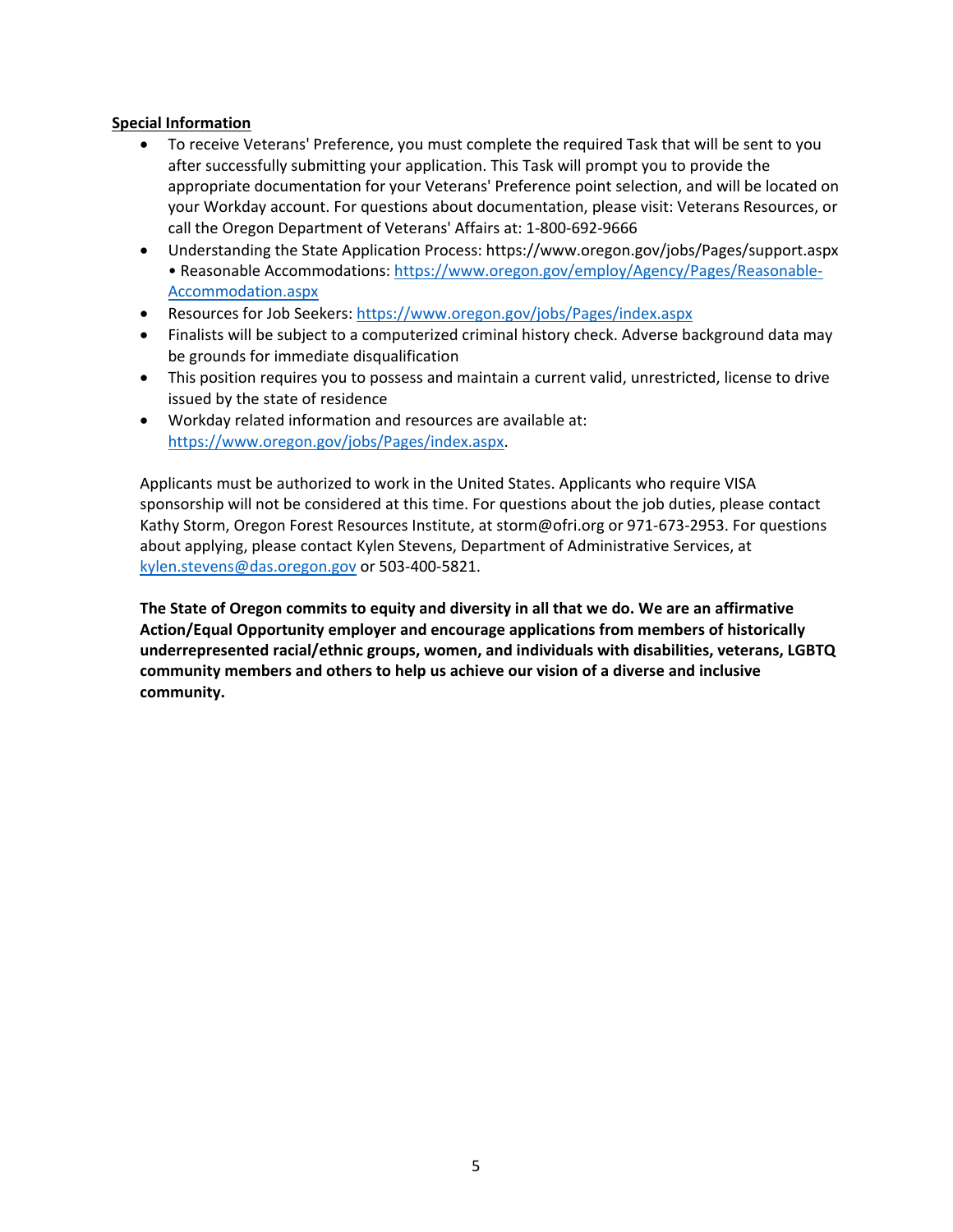**Special Information**

- To receive Veterans' Preference, you must complete the required Task that will be sent to you after successfully submitting your application. This Task will prompt you to provide the appropriate documentation for your Veterans' Preference point selection, and will be located on your Workday account. For questions about documentation, please visit: Veterans Resources, or call the Oregon Department of Veterans' Affairs at: 1-800-692-9666
- Understanding the State Application Process: https://www.oregon.gov/jobs/Pages/support.aspx • Reasonable Accommodations: https://www.oregon.gov/employ/Agency/Pages/Reasonable-Accommodation.aspx
- Resources for Job Seekers: https://www.oregon.gov/jobs/Pages/index.aspx
- Finalists will be subject to a computerized criminal history check. Adverse background data may be grounds for immediate disqualification
- This position requires you to possess and maintain a current valid, unrestricted, license to drive issued by the state of residence
- Workday related information and resources are available at: https://www.oregon.gov/jobs/Pages/index.aspx.

Applicants must be authorized to work in the United States. Applicants who require VISA sponsorship will not be considered at this time. For questions about the job duties, please contact Kathy Storm, Oregon Forest Resources Institute, at storm@ofri.org or 971-673-2953. For questions about applying, please contact Kylen Stevens, Department of Administrative Services, at kylen.stevens@das.oregon.gov or 503-400-5821.

**The State of Oregon commits to equity and diversity in all that we do. We are an affirmative Action/Equal Opportunity employer and encourage applications from members of historically underrepresented racial/ethnic groups, women, and individuals with disabilities, veterans, LGBTQ community members and others to help us achieve our vision of a diverse and inclusive community.**